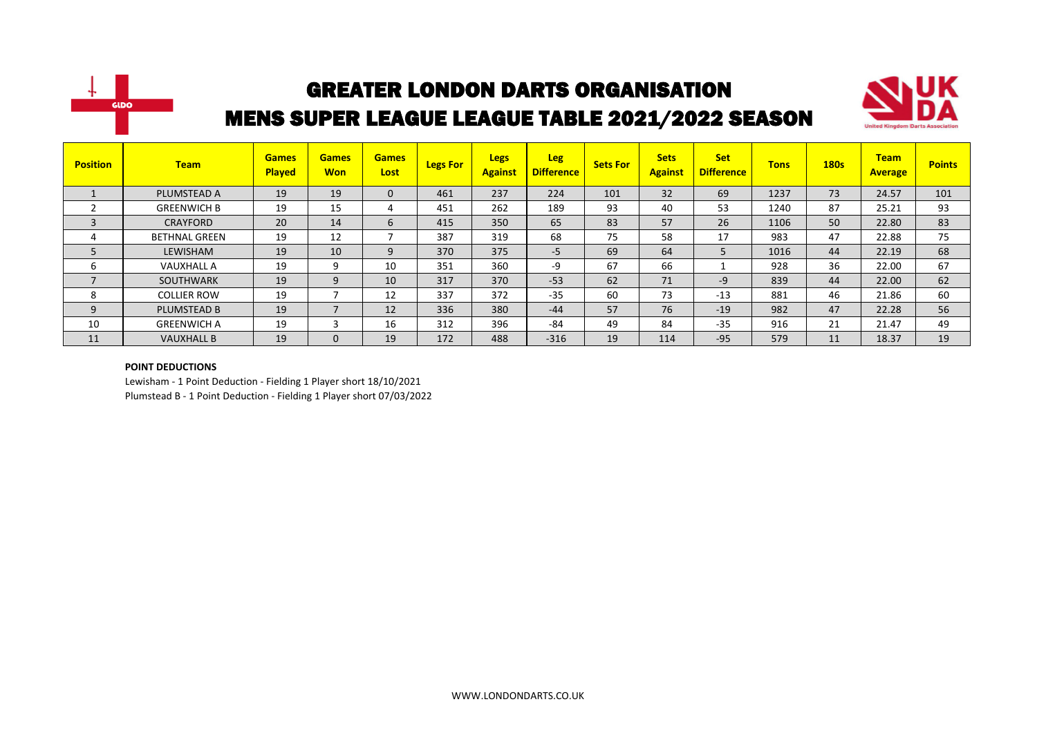# GREATER LONDON DARTS ORGANISATION
## MENS SUPER LEAGUE LEAGUE TABLE 2021/2022 SEASON

| Position | Team | Games Played | Games Won | Games Lost | Legs For | Legs Against | Leg Difference | Sets For | Sets Against | Set Difference | Tons | 180s | Team Average | Points |
|---|---|---|---|---|---|---|---|---|---|---|---|---|---|---|
| 1 | PLUMSTEAD A | 19 | 19 | 0 | 461 | 237 | 224 | 101 | 32 | 69 | 1237 | 73 | 24.57 | 101 |
| 2 | GREENWICH B | 19 | 15 | 4 | 451 | 262 | 189 | 93 | 40 | 53 | 1240 | 87 | 25.21 | 93 |
| 3 | CRAYFORD | 20 | 14 | 6 | 415 | 350 | 65 | 83 | 57 | 26 | 1106 | 50 | 22.80 | 83 |
| 4 | BETHNAL GREEN | 19 | 12 | 7 | 387 | 319 | 68 | 75 | 58 | 17 | 983 | 47 | 22.88 | 75 |
| 5 | LEWISHAM | 19 | 10 | 9 | 370 | 375 | -5 | 69 | 64 | 5 | 1016 | 44 | 22.19 | 68 |
| 6 | VAUXHALL A | 19 | 9 | 10 | 351 | 360 | -9 | 67 | 66 | 1 | 928 | 36 | 22.00 | 67 |
| 7 | SOUTHWARK | 19 | 9 | 10 | 317 | 370 | -53 | 62 | 71 | -9 | 839 | 44 | 22.00 | 62 |
| 8 | COLLIER ROW | 19 | 7 | 12 | 337 | 372 | -35 | 60 | 73 | -13 | 881 | 46 | 21.86 | 60 |
| 9 | PLUMSTEAD B | 19 | 7 | 12 | 336 | 380 | -44 | 57 | 76 | -19 | 982 | 47 | 22.28 | 56 |
| 10 | GREENWICH A | 19 | 3 | 16 | 312 | 396 | -84 | 49 | 84 | -35 | 916 | 21 | 21.47 | 49 |
| 11 | VAUXHALL B | 19 | 0 | 19 | 172 | 488 | -316 | 19 | 114 | -95 | 579 | 11 | 18.37 | 19 |

**POINT DEDUCTIONS**

Lewisham - 1 Point Deduction - Fielding 1 Player short 18/10/2021

Plumstead B - 1 Point Deduction - Fielding 1 Player short 07/03/2022

WWW.LONDONDARTS.CO.UK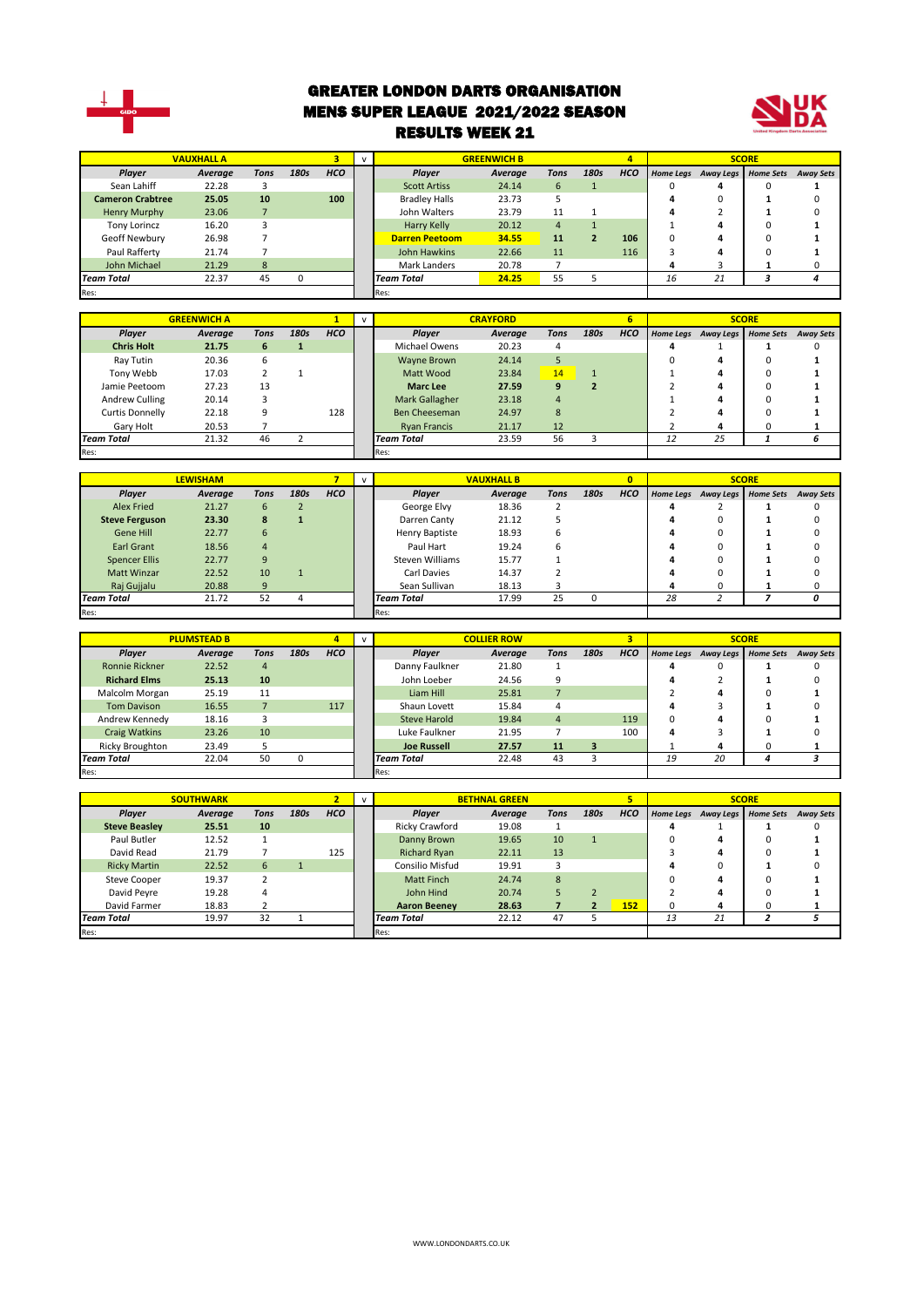# GREATER LONDON DARTS ORGANISATION
## MENS SUPER LEAGUE 2021/2022 SEASON
### RESULTS WEEK 21

| VAUXHALL A | | | | 3 | v | GREENWICH B | | | | 4 | SCORE | | | |
|---|---|---|---|---|---|---|---|---|---|---|---|---|---|---|
| Player | Average | Tons | 180s | HCO | | Player | Average | Tons | 180s | HCO | Home Legs | Away Legs | Home Sets | Away Sets |
| Sean Lahiff | 22.28 | 3 | | | | Scott Artiss | 24.14 | 6 | 1 | | 0 | 4 | 0 | 1 |
| **Cameron Crabtree** | **25.05** | **10** | | **100** | | Bradley Halls | 23.73 | 5 | | | 4 | 0 | 1 | 0 |
| Henry Murphy | 23.06 | 7 | | | | John Walters | 23.79 | 11 | 1 | | 4 | 2 | 1 | 0 |
| Tony Lorincz | 16.20 | 3 | | | | Harry Kelly | 20.12 | 4 | 1 | | 1 | 4 | 0 | 1 |
| Geoff Newbury | 26.98 | 7 | | | | **Darren Peetoom** | **34.55** | **11** | **2** | **106** | 0 | 4 | 0 | 1 |
| Paul Rafferty | 21.74 | 7 | | | | John Hawkins | 22.66 | 11 | | 116 | 3 | 4 | 0 | 1 |
| John Michael | 21.29 | 8 | | | | Mark Landers | 20.78 | 7 | | | 4 | 3 | 1 | 0 |
| *Team Total* | 22.37 | 45 | 0 | | | *Team Total* | **24.25** | 55 | 5 | | *16* | *21* | *3* | *4* |
| Res: | | | | | | Res: | | | | | | | | |

| GREENWICH A | | | | 1 | v | CRAYFORD | | | | 6 | SCORE | | | |
|---|---|---|---|---|---|---|---|---|---|---|---|---|---|---|
| Player | Average | Tons | 180s | HCO | | Player | Average | Tons | 180s | HCO | Home Legs | Away Legs | Home Sets | Away Sets |
| **Chris Holt** | **21.75** | **6** | **1** | | | Michael Owens | 20.23 | 4 | | | 4 | 1 | 1 | 0 |
| Ray Tutin | 20.36 | 6 | | | | Wayne Brown | 24.14 | 5 | | | 0 | 4 | 0 | 1 |
| Tony Webb | 17.03 | 2 | 1 | | | Matt Wood | 23.84 | 14 | 1 | | 1 | 4 | 0 | 1 |
| Jamie Peetoom | 27.23 | 13 | | | | **Marc Lee** | **27.59** | **9** | **2** | | 2 | 4 | 0 | 1 |
| Andrew Culling | 20.14 | 3 | | | | Mark Gallagher | 23.18 | 4 | | | 1 | 4 | 0 | 1 |
| Curtis Donnelly | 22.18 | 9 | | 128 | | Ben Cheeseman | 24.97 | 8 | | | 2 | 4 | 0 | 1 |
| Gary Holt | 20.53 | 7 | | | | Ryan Francis | 21.17 | 12 | | | 2 | 4 | 0 | 1 |
| *Team Total* | 21.32 | 46 | 2 | | | *Team Total* | 23.59 | 56 | 3 | | *12* | *25* | *1* | *6* |
| Res: | | | | | | Res: | | | | | | | | |

| LEWISHAM | | | | 7 | v | VAUXHALL B | | | | 0 | SCORE | | | |
|---|---|---|---|---|---|---|---|---|---|---|---|---|---|---|
| Player | Average | Tons | 180s | HCO | | Player | Average | Tons | 180s | HCO | Home Legs | Away Legs | Home Sets | Away Sets |
| Alex Fried | 21.27 | 6 | 2 | | | George Elvy | 18.36 | 2 | | | 4 | 2 | 1 | 0 |
| **Steve Ferguson** | **23.30** | **8** | **1** | | | Darren Canty | 21.12 | 5 | | | 4 | 0 | 1 | 0 |
| Gene Hill | 22.77 | 6 | | | | Henry Baptiste | 18.93 | 6 | | | 4 | 0 | 1 | 0 |
| Earl Grant | 18.56 | 4 | | | | Paul Hart | 19.24 | 6 | | | 4 | 0 | 1 | 0 |
| Spencer Ellis | 22.77 | 9 | | | | Steven Williams | 15.77 | 1 | | | 4 | 0 | 1 | 0 |
| Matt Winzar | 22.52 | 10 | 1 | | | Carl Davies | 14.37 | 2 | | | 4 | 0 | 1 | 0 |
| Raj Gujjalu | 20.88 | 9 | | | | Sean Sullivan | 18.13 | 3 | | | 4 | 0 | 1 | 0 |
| *Team Total* | 21.72 | 52 | 4 | | | *Team Total* | 17.99 | 25 | 0 | | *28* | *2* | *7* | *0* |
| Res: | | | | | | Res: | | | | | | | | |

| PLUMSTEAD B | | | | 4 | v | COLLIER ROW | | | | 3 | SCORE | | | |
|---|---|---|---|---|---|---|---|---|---|---|---|---|---|---|
| Player | Average | Tons | 180s | HCO | | Player | Average | Tons | 180s | HCO | Home Legs | Away Legs | Home Sets | Away Sets |
| Ronnie Rickner | 22.52 | 4 | | | | Danny Faulkner | 21.80 | 1 | | | 4 | 0 | 1 | 0 |
| **Richard Elms** | **25.13** | **10** | | | | John Loeber | 24.56 | 9 | | | 4 | 2 | 1 | 0 |
| Malcolm Morgan | 25.19 | 11 | | | | Liam Hill | 25.81 | 7 | | | 2 | 4 | 0 | 1 |
| Tom Davison | 16.55 | 7 | | 117 | | Shaun Lovett | 15.84 | 4 | | | 4 | 3 | 1 | 0 |
| Andrew Kennedy | 18.16 | 3 | | | | Steve Harold | 19.84 | 4 | | 119 | 0 | 4 | 0 | 1 |
| Craig Watkins | 23.26 | 10 | | | | Luke Faulkner | 21.95 | 7 | | 100 | 4 | 3 | 1 | 0 |
| Ricky Broughton | 23.49 | 5 | | | | **Joe Russell** | **27.57** | **11** | **3** | | 1 | 4 | 0 | 1 |
| *Team Total* | 22.04 | 50 | 0 | | | *Team Total* | 22.48 | 43 | 3 | | *19* | *20* | *4* | *3* |
| Res: | | | | | | Res: | | | | | | | | |

| SOUTHWARK | | | | 2 | v | BETHNAL GREEN | | | | 5 | SCORE | | | |
|---|---|---|---|---|---|---|---|---|---|---|---|---|---|---|
| Player | Average | Tons | 180s | HCO | | Player | Average | Tons | 180s | HCO | Home Legs | Away Legs | Home Sets | Away Sets |
| **Steve Beasley** | **25.51** | **10** | | | | Ricky Crawford | 19.08 | 1 | | | 4 | 1 | 1 | 0 |
| Paul Butler | 12.52 | 1 | | | | Danny Brown | 19.65 | 10 | 1 | | 0 | 4 | 0 | 1 |
| David Read | 21.79 | 7 | | 125 | | Richard Ryan | 22.11 | 13 | | | 3 | 4 | 0 | 1 |
| Ricky Martin | 22.52 | 6 | 1 | | | Consilio Misfud | 19.91 | 3 | | | 4 | 0 | 1 | 0 |
| Steve Cooper | 19.37 | 2 | | | | Matt Finch | 24.74 | 8 | | | 0 | 4 | 0 | 1 |
| David Peyre | 19.28 | 4 | | | | John Hind | 20.74 | 5 | 2 | | 2 | 4 | 0 | 1 |
| David Farmer | 18.83 | 2 | | | | **Aaron Beeney** | **28.63** | **7** | **2** | **152** | 0 | 4 | 0 | 1 |
| *Team Total* | 19.97 | 32 | 1 | | | *Team Total* | 22.12 | 47 | 5 | | *13* | *21* | *2* | *5* |
| Res: | | | | | | Res: | | | | | | | | |

WWW.LONDONDARTS.CO.UK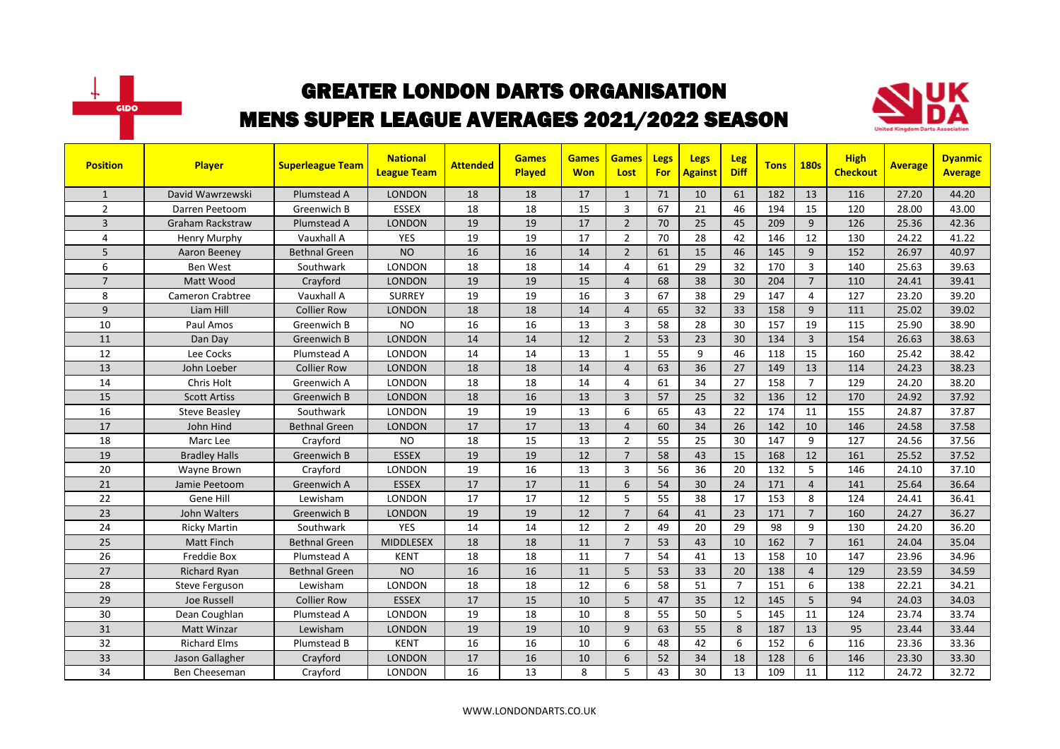# GREATER LONDON DARTS ORGANISATION

## MENS SUPER LEAGUE AVERAGES 2021/2022 SEASON

| Position | Player | Superleague Team | National League Team | Attended | Games Played | Games Won | Games Lost | Legs For | Legs Against | Leg Diff | Tons | 180s | High Checkout | Average | Dyanmic Average |
|---|---|---|---|---|---|---|---|---|---|---|---|---|---|---|---|
| 1 | David Wawrzewski | Plumstead A | LONDON | 18 | 18 | 17 | 1 | 71 | 10 | 61 | 182 | 13 | 116 | 27.20 | 44.20 |
| 2 | Darren Peetoom | Greenwich B | ESSEX | 18 | 18 | 15 | 3 | 67 | 21 | 46 | 194 | 15 | 120 | 28.00 | 43.00 |
| 3 | Graham Rackstraw | Plumstead A | LONDON | 19 | 19 | 17 | 2 | 70 | 25 | 45 | 209 | 9 | 126 | 25.36 | 42.36 |
| 4 | Henry Murphy | Vauxhall A | YES | 19 | 19 | 17 | 2 | 70 | 28 | 42 | 146 | 12 | 130 | 24.22 | 41.22 |
| 5 | Aaron Beeney | Bethnal Green | NO | 16 | 16 | 14 | 2 | 61 | 15 | 46 | 145 | 9 | 152 | 26.97 | 40.97 |
| 6 | Ben West | Southwark | LONDON | 18 | 18 | 14 | 4 | 61 | 29 | 32 | 170 | 3 | 140 | 25.63 | 39.63 |
| 7 | Matt Wood | Crayford | LONDON | 19 | 19 | 15 | 4 | 68 | 38 | 30 | 204 | 7 | 110 | 24.41 | 39.41 |
| 8 | Cameron Crabtree | Vauxhall A | SURREY | 19 | 19 | 16 | 3 | 67 | 38 | 29 | 147 | 4 | 127 | 23.20 | 39.20 |
| 9 | Liam Hill | Collier Row | LONDON | 18 | 18 | 14 | 4 | 65 | 32 | 33 | 158 | 9 | 111 | 25.02 | 39.02 |
| 10 | Paul Amos | Greenwich B | NO | 16 | 16 | 13 | 3 | 58 | 28 | 30 | 157 | 19 | 115 | 25.90 | 38.90 |
| 11 | Dan Day | Greenwich B | LONDON | 14 | 14 | 12 | 2 | 53 | 23 | 30 | 134 | 3 | 154 | 26.63 | 38.63 |
| 12 | Lee Cocks | Plumstead A | LONDON | 14 | 14 | 13 | 1 | 55 | 9 | 46 | 118 | 15 | 160 | 25.42 | 38.42 |
| 13 | John Loeber | Collier Row | LONDON | 18 | 18 | 14 | 4 | 63 | 36 | 27 | 149 | 13 | 114 | 24.23 | 38.23 |
| 14 | Chris Holt | Greenwich A | LONDON | 18 | 18 | 14 | 4 | 61 | 34 | 27 | 158 | 7 | 129 | 24.20 | 38.20 |
| 15 | Scott Artiss | Greenwich B | LONDON | 18 | 16 | 13 | 3 | 57 | 25 | 32 | 136 | 12 | 170 | 24.92 | 37.92 |
| 16 | Steve Beasley | Southwark | LONDON | 19 | 19 | 13 | 6 | 65 | 43 | 22 | 174 | 11 | 155 | 24.87 | 37.87 |
| 17 | John Hind | Bethnal Green | LONDON | 17 | 17 | 13 | 4 | 60 | 34 | 26 | 142 | 10 | 146 | 24.58 | 37.58 |
| 18 | Marc Lee | Crayford | NO | 18 | 15 | 13 | 2 | 55 | 25 | 30 | 147 | 9 | 127 | 24.56 | 37.56 |
| 19 | Bradley Halls | Greenwich B | ESSEX | 19 | 19 | 12 | 7 | 58 | 43 | 15 | 168 | 12 | 161 | 25.52 | 37.52 |
| 20 | Wayne Brown | Crayford | LONDON | 19 | 16 | 13 | 3 | 56 | 36 | 20 | 132 | 5 | 146 | 24.10 | 37.10 |
| 21 | Jamie Peetoom | Greenwich A | ESSEX | 17 | 17 | 11 | 6 | 54 | 30 | 24 | 171 | 4 | 141 | 25.64 | 36.64 |
| 22 | Gene Hill | Lewisham | LONDON | 17 | 17 | 12 | 5 | 55 | 38 | 17 | 153 | 8 | 124 | 24.41 | 36.41 |
| 23 | John Walters | Greenwich B | LONDON | 19 | 19 | 12 | 7 | 64 | 41 | 23 | 171 | 7 | 160 | 24.27 | 36.27 |
| 24 | Ricky Martin | Southwark | YES | 14 | 14 | 12 | 2 | 49 | 20 | 29 | 98 | 9 | 130 | 24.20 | 36.20 |
| 25 | Matt Finch | Bethnal Green | MIDDLESEX | 18 | 18 | 11 | 7 | 53 | 43 | 10 | 162 | 7 | 161 | 24.04 | 35.04 |
| 26 | Freddie Box | Plumstead A | KENT | 18 | 18 | 11 | 7 | 54 | 41 | 13 | 158 | 10 | 147 | 23.96 | 34.96 |
| 27 | Richard Ryan | Bethnal Green | NO | 16 | 16 | 11 | 5 | 53 | 33 | 20 | 138 | 4 | 129 | 23.59 | 34.59 |
| 28 | Steve Ferguson | Lewisham | LONDON | 18 | 18 | 12 | 6 | 58 | 51 | 7 | 151 | 6 | 138 | 22.21 | 34.21 |
| 29 | Joe Russell | Collier Row | ESSEX | 17 | 15 | 10 | 5 | 47 | 35 | 12 | 145 | 5 | 94 | 24.03 | 34.03 |
| 30 | Dean Coughlan | Plumstead A | LONDON | 19 | 18 | 10 | 8 | 55 | 50 | 5 | 145 | 11 | 124 | 23.74 | 33.74 |
| 31 | Matt Winzar | Lewisham | LONDON | 19 | 19 | 10 | 9 | 63 | 55 | 8 | 187 | 13 | 95 | 23.44 | 33.44 |
| 32 | Richard Elms | Plumstead B | KENT | 16 | 16 | 10 | 6 | 48 | 42 | 6 | 152 | 6 | 116 | 23.36 | 33.36 |
| 33 | Jason Gallagher | Crayford | LONDON | 17 | 16 | 10 | 6 | 52 | 34 | 18 | 128 | 6 | 146 | 23.30 | 33.30 |
| 34 | Ben Cheeseman | Crayford | LONDON | 16 | 13 | 8 | 5 | 43 | 30 | 13 | 109 | 11 | 112 | 24.72 | 32.72 |

WWW.LONDONDARTS.CO.UK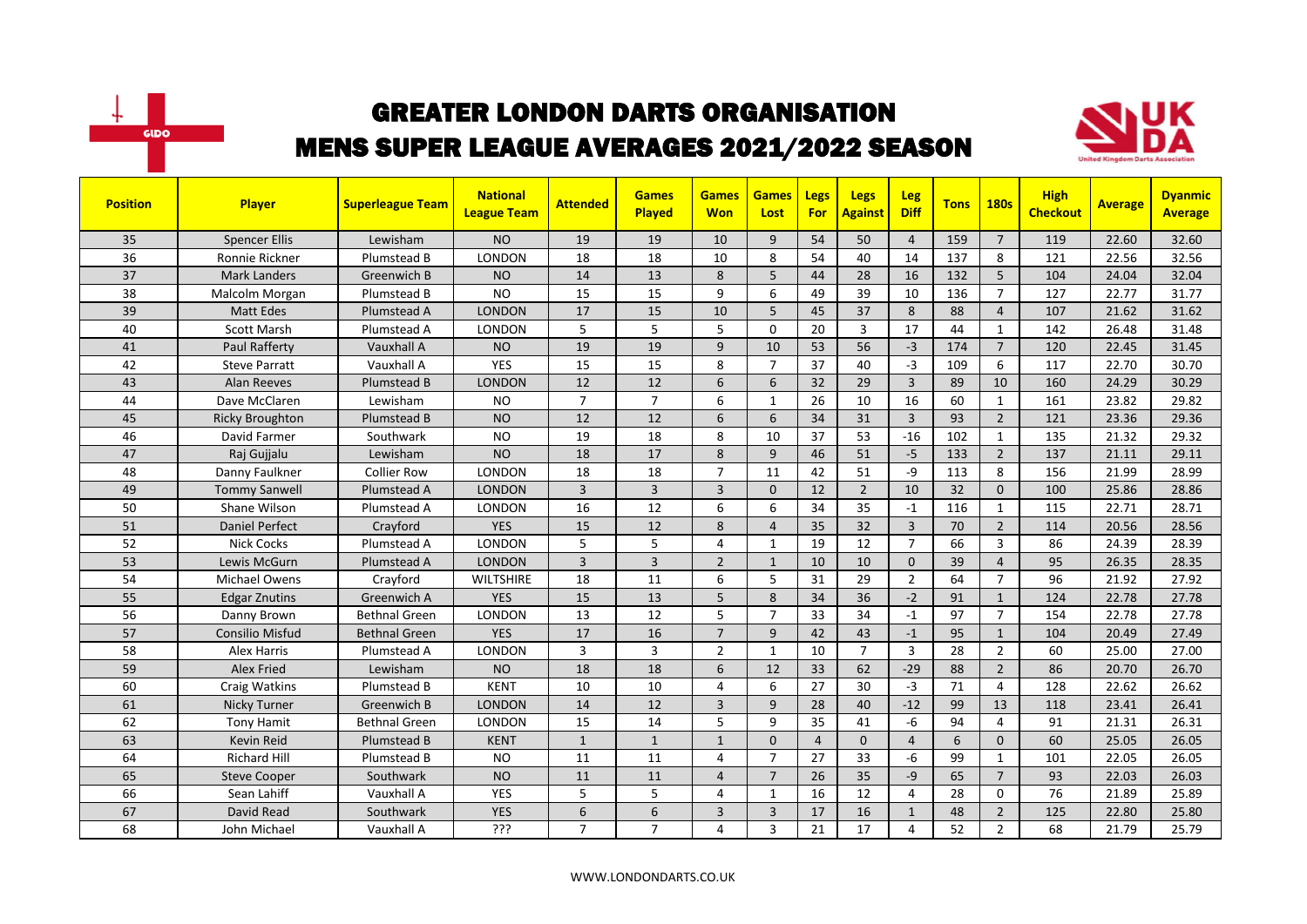# GREATER LONDON DARTS ORGANISATION
# MENS SUPER LEAGUE AVERAGES 2021/2022 SEASON

| Position | Player | Superleague Team | National League Team | Attended | Games Played | Games Won | Games Lost | Legs For | Legs Against | Leg Diff | Tons | 180s | High Checkout | Average | Dyanmic Average |
|---|---|---|---|---|---|---|---|---|---|---|---|---|---|---|---|
| 35 | Spencer Ellis | Lewisham | NO | 19 | 19 | 10 | 9 | 54 | 50 | 4 | 159 | 7 | 119 | 22.60 | 32.60 |
| 36 | Ronnie Rickner | Plumstead B | LONDON | 18 | 18 | 10 | 8 | 54 | 40 | 14 | 137 | 8 | 121 | 22.56 | 32.56 |
| 37 | Mark Landers | Greenwich B | NO | 14 | 13 | 8 | 5 | 44 | 28 | 16 | 132 | 5 | 104 | 24.04 | 32.04 |
| 38 | Malcolm Morgan | Plumstead B | NO | 15 | 15 | 9 | 6 | 49 | 39 | 10 | 136 | 7 | 127 | 22.77 | 31.77 |
| 39 | Matt Edes | Plumstead A | LONDON | 17 | 15 | 10 | 5 | 45 | 37 | 8 | 88 | 4 | 107 | 21.62 | 31.62 |
| 40 | Scott Marsh | Plumstead A | LONDON | 5 | 5 | 5 | 0 | 20 | 3 | 17 | 44 | 1 | 142 | 26.48 | 31.48 |
| 41 | Paul Rafferty | Vauxhall A | NO | 19 | 19 | 9 | 10 | 53 | 56 | -3 | 174 | 7 | 120 | 22.45 | 31.45 |
| 42 | Steve Parratt | Vauxhall A | YES | 15 | 15 | 8 | 7 | 37 | 40 | -3 | 109 | 6 | 117 | 22.70 | 30.70 |
| 43 | Alan Reeves | Plumstead B | LONDON | 12 | 12 | 6 | 6 | 32 | 29 | 3 | 89 | 10 | 160 | 24.29 | 30.29 |
| 44 | Dave McClaren | Lewisham | NO | 7 | 7 | 6 | 1 | 26 | 10 | 16 | 60 | 1 | 161 | 23.82 | 29.82 |
| 45 | Ricky Broughton | Plumstead B | NO | 12 | 12 | 6 | 6 | 34 | 31 | 3 | 93 | 2 | 121 | 23.36 | 29.36 |
| 46 | David Farmer | Southwark | NO | 19 | 18 | 8 | 10 | 37 | 53 | -16 | 102 | 1 | 135 | 21.32 | 29.32 |
| 47 | Raj Gujjalu | Lewisham | NO | 18 | 17 | 8 | 9 | 46 | 51 | -5 | 133 | 2 | 137 | 21.11 | 29.11 |
| 48 | Danny Faulkner | Collier Row | LONDON | 18 | 18 | 7 | 11 | 42 | 51 | -9 | 113 | 8 | 156 | 21.99 | 28.99 |
| 49 | Tommy Sanwell | Plumstead A | LONDON | 3 | 3 | 3 | 0 | 12 | 2 | 10 | 32 | 0 | 100 | 25.86 | 28.86 |
| 50 | Shane Wilson | Plumstead A | LONDON | 16 | 12 | 6 | 6 | 34 | 35 | -1 | 116 | 1 | 115 | 22.71 | 28.71 |
| 51 | Daniel Perfect | Crayford | YES | 15 | 12 | 8 | 4 | 35 | 32 | 3 | 70 | 2 | 114 | 20.56 | 28.56 |
| 52 | Nick Cocks | Plumstead A | LONDON | 5 | 5 | 4 | 1 | 19 | 12 | 7 | 66 | 3 | 86 | 24.39 | 28.39 |
| 53 | Lewis McGurn | Plumstead A | LONDON | 3 | 3 | 2 | 1 | 10 | 10 | 0 | 39 | 4 | 95 | 26.35 | 28.35 |
| 54 | Michael Owens | Crayford | WILTSHIRE | 18 | 11 | 6 | 5 | 31 | 29 | 2 | 64 | 7 | 96 | 21.92 | 27.92 |
| 55 | Edgar Znutins | Greenwich A | YES | 15 | 13 | 5 | 8 | 34 | 36 | -2 | 91 | 1 | 124 | 22.78 | 27.78 |
| 56 | Danny Brown | Bethnal Green | LONDON | 13 | 12 | 5 | 7 | 33 | 34 | -1 | 97 | 7 | 154 | 22.78 | 27.78 |
| 57 | Consilio Misfud | Bethnal Green | YES | 17 | 16 | 7 | 9 | 42 | 43 | -1 | 95 | 1 | 104 | 20.49 | 27.49 |
| 58 | Alex Harris | Plumstead A | LONDON | 3 | 3 | 2 | 1 | 10 | 7 | 3 | 28 | 2 | 60 | 25.00 | 27.00 |
| 59 | Alex Fried | Lewisham | NO | 18 | 18 | 6 | 12 | 33 | 62 | -29 | 88 | 2 | 86 | 20.70 | 26.70 |
| 60 | Craig Watkins | Plumstead B | KENT | 10 | 10 | 4 | 6 | 27 | 30 | -3 | 71 | 4 | 128 | 22.62 | 26.62 |
| 61 | Nicky Turner | Greenwich B | LONDON | 14 | 12 | 3 | 9 | 28 | 40 | -12 | 99 | 13 | 118 | 23.41 | 26.41 |
| 62 | Tony Hamit | Bethnal Green | LONDON | 15 | 14 | 5 | 9 | 35 | 41 | -6 | 94 | 4 | 91 | 21.31 | 26.31 |
| 63 | Kevin Reid | Plumstead B | KENT | 1 | 1 | 1 | 0 | 4 | 0 | 4 | 6 | 0 | 60 | 25.05 | 26.05 |
| 64 | Richard Hill | Plumstead B | NO | 11 | 11 | 4 | 7 | 27 | 33 | -6 | 99 | 1 | 101 | 22.05 | 26.05 |
| 65 | Steve Cooper | Southwark | NO | 11 | 11 | 4 | 7 | 26 | 35 | -9 | 65 | 7 | 93 | 22.03 | 26.03 |
| 66 | Sean Lahiff | Vauxhall A | YES | 5 | 5 | 4 | 1 | 16 | 12 | 4 | 28 | 0 | 76 | 21.89 | 25.89 |
| 67 | David Read | Southwark | YES | 6 | 6 | 3 | 3 | 17 | 16 | 1 | 48 | 2 | 125 | 22.80 | 25.80 |
| 68 | John Michael | Vauxhall A | ??? | 7 | 7 | 4 | 3 | 21 | 17 | 4 | 52 | 2 | 68 | 21.79 | 25.79 |

WWW.LONDONDARTS.CO.UK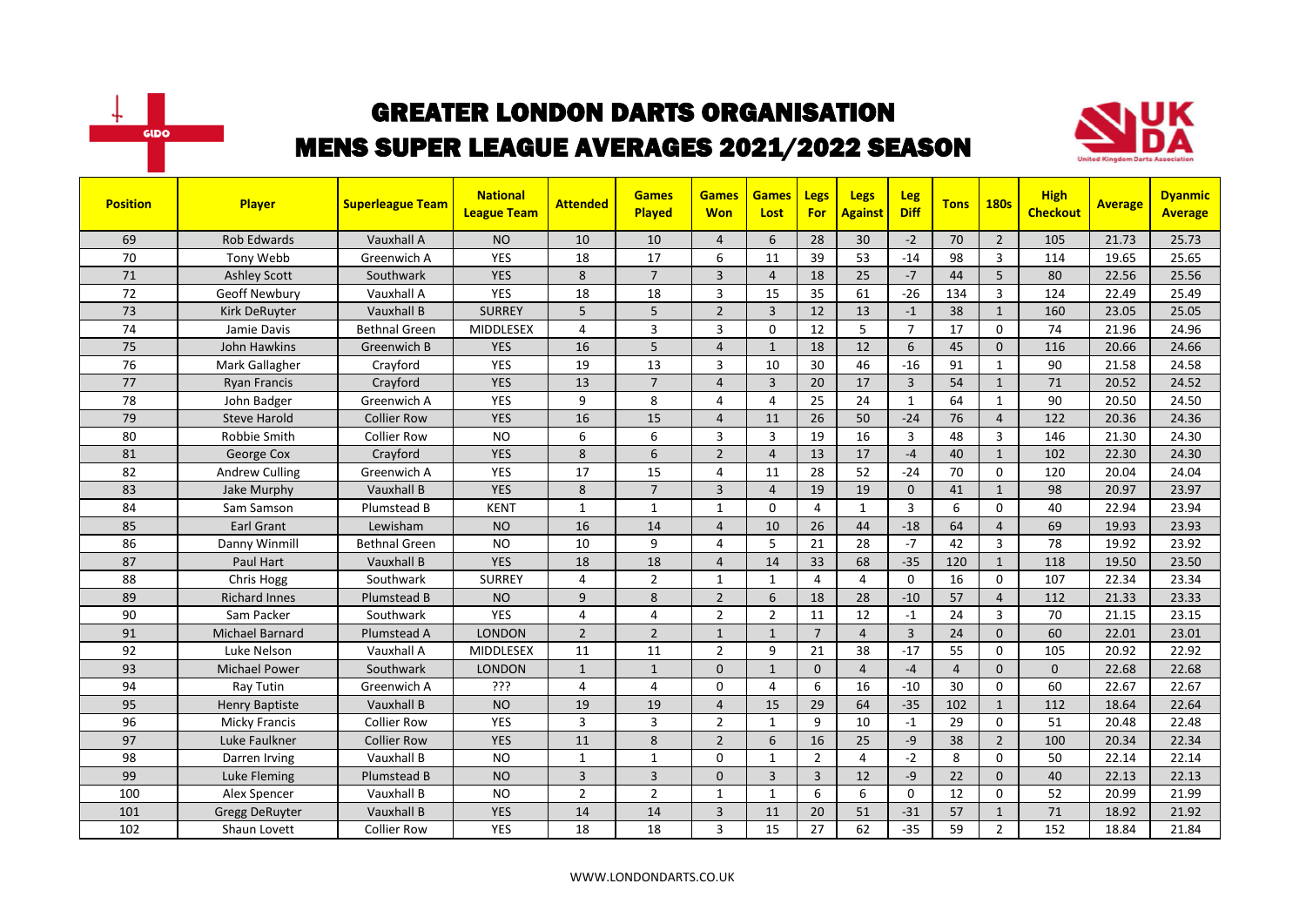# GREATER LONDON DARTS ORGANISATION

## MENS SUPER LEAGUE AVERAGES 2021/2022 SEASON

| Position | Player | Superleague Team | National League Team | Attended | Games Played | Games Won | Games Lost | Legs For | Legs Against | Leg Diff | Tons | 180s | High Checkout | Average | Dyanmic Average |
|---|---|---|---|---|---|---|---|---|---|---|---|---|---|---|---|
| 69 | Rob Edwards | Vauxhall A | NO | 10 | 10 | 4 | 6 | 28 | 30 | -2 | 70 | 2 | 105 | 21.73 | 25.73 |
| 70 | Tony Webb | Greenwich A | YES | 18 | 17 | 6 | 11 | 39 | 53 | -14 | 98 | 3 | 114 | 19.65 | 25.65 |
| 71 | Ashley Scott | Southwark | YES | 8 | 7 | 3 | 4 | 18 | 25 | -7 | 44 | 5 | 80 | 22.56 | 25.56 |
| 72 | Geoff Newbury | Vauxhall A | YES | 18 | 18 | 3 | 15 | 35 | 61 | -26 | 134 | 3 | 124 | 22.49 | 25.49 |
| 73 | Kirk DeRuyter | Vauxhall B | SURREY | 5 | 5 | 2 | 3 | 12 | 13 | -1 | 38 | 1 | 160 | 23.05 | 25.05 |
| 74 | Jamie Davis | Bethnal Green | MIDDLESEX | 4 | 3 | 3 | 0 | 12 | 5 | 7 | 17 | 0 | 74 | 21.96 | 24.96 |
| 75 | John Hawkins | Greenwich B | YES | 16 | 5 | 4 | 1 | 18 | 12 | 6 | 45 | 0 | 116 | 20.66 | 24.66 |
| 76 | Mark Gallagher | Crayford | YES | 19 | 13 | 3 | 10 | 30 | 46 | -16 | 91 | 1 | 90 | 21.58 | 24.58 |
| 77 | Ryan Francis | Crayford | YES | 13 | 7 | 4 | 3 | 20 | 17 | 3 | 54 | 1 | 71 | 20.52 | 24.52 |
| 78 | John Badger | Greenwich A | YES | 9 | 8 | 4 | 4 | 25 | 24 | 1 | 64 | 1 | 90 | 20.50 | 24.50 |
| 79 | Steve Harold | Collier Row | YES | 16 | 15 | 4 | 11 | 26 | 50 | -24 | 76 | 4 | 122 | 20.36 | 24.36 |
| 80 | Robbie Smith | Collier Row | NO | 6 | 6 | 3 | 3 | 19 | 16 | 3 | 48 | 3 | 146 | 21.30 | 24.30 |
| 81 | George Cox | Crayford | YES | 8 | 6 | 2 | 4 | 13 | 17 | -4 | 40 | 1 | 102 | 22.30 | 24.30 |
| 82 | Andrew Culling | Greenwich A | YES | 17 | 15 | 4 | 11 | 28 | 52 | -24 | 70 | 0 | 120 | 20.04 | 24.04 |
| 83 | Jake Murphy | Vauxhall B | YES | 8 | 7 | 3 | 4 | 19 | 19 | 0 | 41 | 1 | 98 | 20.97 | 23.97 |
| 84 | Sam Samson | Plumstead B | KENT | 1 | 1 | 1 | 0 | 4 | 1 | 3 | 6 | 0 | 40 | 22.94 | 23.94 |
| 85 | Earl Grant | Lewisham | NO | 16 | 14 | 4 | 10 | 26 | 44 | -18 | 64 | 4 | 69 | 19.93 | 23.93 |
| 86 | Danny Winmill | Bethnal Green | NO | 10 | 9 | 4 | 5 | 21 | 28 | -7 | 42 | 3 | 78 | 19.92 | 23.92 |
| 87 | Paul Hart | Vauxhall B | YES | 18 | 18 | 4 | 14 | 33 | 68 | -35 | 120 | 1 | 118 | 19.50 | 23.50 |
| 88 | Chris Hogg | Southwark | SURREY | 4 | 2 | 1 | 1 | 4 | 4 | 0 | 16 | 0 | 107 | 22.34 | 23.34 |
| 89 | Richard Innes | Plumstead B | NO | 9 | 8 | 2 | 6 | 18 | 28 | -10 | 57 | 4 | 112 | 21.33 | 23.33 |
| 90 | Sam Packer | Southwark | YES | 4 | 4 | 2 | 2 | 11 | 12 | -1 | 24 | 3 | 70 | 21.15 | 23.15 |
| 91 | Michael Barnard | Plumstead A | LONDON | 2 | 2 | 1 | 1 | 7 | 4 | 3 | 24 | 0 | 60 | 22.01 | 23.01 |
| 92 | Luke Nelson | Vauxhall A | MIDDLESEX | 11 | 11 | 2 | 9 | 21 | 38 | -17 | 55 | 0 | 105 | 20.92 | 22.92 |
| 93 | Michael Power | Southwark | LONDON | 1 | 1 | 0 | 1 | 0 | 4 | -4 | 4 | 0 | 0 | 22.68 | 22.68 |
| 94 | Ray Tutin | Greenwich A | ??? | 4 | 4 | 0 | 4 | 6 | 16 | -10 | 30 | 0 | 60 | 22.67 | 22.67 |
| 95 | Henry Baptiste | Vauxhall B | NO | 19 | 19 | 4 | 15 | 29 | 64 | -35 | 102 | 1 | 112 | 18.64 | 22.64 |
| 96 | Micky Francis | Collier Row | YES | 3 | 3 | 2 | 1 | 9 | 10 | -1 | 29 | 0 | 51 | 20.48 | 22.48 |
| 97 | Luke Faulkner | Collier Row | YES | 11 | 8 | 2 | 6 | 16 | 25 | -9 | 38 | 2 | 100 | 20.34 | 22.34 |
| 98 | Darren Irving | Vauxhall B | NO | 1 | 1 | 0 | 1 | 2 | 4 | -2 | 8 | 0 | 50 | 22.14 | 22.14 |
| 99 | Luke Fleming | Plumstead B | NO | 3 | 3 | 0 | 3 | 3 | 12 | -9 | 22 | 0 | 40 | 22.13 | 22.13 |
| 100 | Alex Spencer | Vauxhall B | NO | 2 | 2 | 1 | 1 | 6 | 6 | 0 | 12 | 0 | 52 | 20.99 | 21.99 |
| 101 | Gregg DeRuyter | Vauxhall B | YES | 14 | 14 | 3 | 11 | 20 | 51 | -31 | 57 | 1 | 71 | 18.92 | 21.92 |
| 102 | Shaun Lovett | Collier Row | YES | 18 | 18 | 3 | 15 | 27 | 62 | -35 | 59 | 2 | 152 | 18.84 | 21.84 |

WWW.LONDONDARTS.CO.UK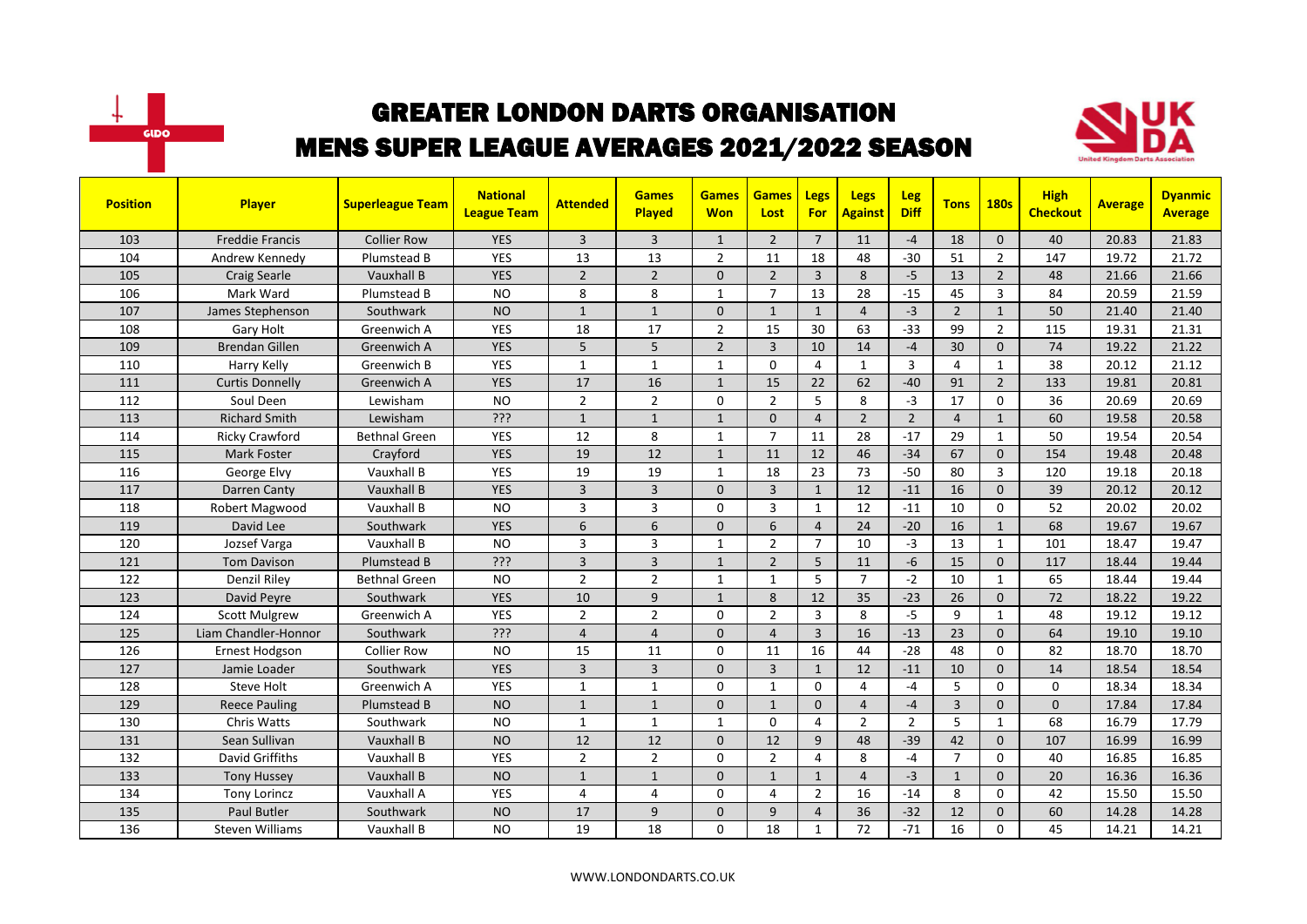# GREATER LONDON DARTS ORGANISATION

## MENS SUPER LEAGUE AVERAGES 2021/2022 SEASON

| Position | Player | Superleague Team | National League Team | Attended | Games Played | Games Won | Games Lost | Legs For | Legs Against | Leg Diff | Tons | 180s | High Checkout | Average | Dyanmic Average |
|---|---|---|---|---|---|---|---|---|---|---|---|---|---|---|---|
| 103 | Freddie Francis | Collier Row | YES | 3 | 3 | 1 | 2 | 7 | 11 | -4 | 18 | 0 | 40 | 20.83 | 21.83 |
| 104 | Andrew Kennedy | Plumstead B | YES | 13 | 13 | 2 | 11 | 18 | 48 | -30 | 51 | 2 | 147 | 19.72 | 21.72 |
| 105 | Craig Searle | Vauxhall B | YES | 2 | 2 | 0 | 2 | 3 | 8 | -5 | 13 | 2 | 48 | 21.66 | 21.66 |
| 106 | Mark Ward | Plumstead B | NO | 8 | 8 | 1 | 7 | 13 | 28 | -15 | 45 | 3 | 84 | 20.59 | 21.59 |
| 107 | James Stephenson | Southwark | NO | 1 | 1 | 0 | 1 | 1 | 4 | -3 | 2 | 1 | 50 | 21.40 | 21.40 |
| 108 | Gary Holt | Greenwich A | YES | 18 | 17 | 2 | 15 | 30 | 63 | -33 | 99 | 2 | 115 | 19.31 | 21.31 |
| 109 | Brendan Gillen | Greenwich A | YES | 5 | 5 | 2 | 3 | 10 | 14 | -4 | 30 | 0 | 74 | 19.22 | 21.22 |
| 110 | Harry Kelly | Greenwich B | YES | 1 | 1 | 1 | 0 | 4 | 1 | 3 | 4 | 1 | 38 | 20.12 | 21.12 |
| 111 | Curtis Donnelly | Greenwich A | YES | 17 | 16 | 1 | 15 | 22 | 62 | -40 | 91 | 2 | 133 | 19.81 | 20.81 |
| 112 | Soul Deen | Lewisham | NO | 2 | 2 | 0 | 2 | 5 | 8 | -3 | 17 | 0 | 36 | 20.69 | 20.69 |
| 113 | Richard Smith | Lewisham | ??? | 1 | 1 | 1 | 0 | 4 | 2 | 2 | 4 | 1 | 60 | 19.58 | 20.58 |
| 114 | Ricky Crawford | Bethnal Green | YES | 12 | 8 | 1 | 7 | 11 | 28 | -17 | 29 | 1 | 50 | 19.54 | 20.54 |
| 115 | Mark Foster | Crayford | YES | 19 | 12 | 1 | 11 | 12 | 46 | -34 | 67 | 0 | 154 | 19.48 | 20.48 |
| 116 | George Elvy | Vauxhall B | YES | 19 | 19 | 1 | 18 | 23 | 73 | -50 | 80 | 3 | 120 | 19.18 | 20.18 |
| 117 | Darren Canty | Vauxhall B | YES | 3 | 3 | 0 | 3 | 1 | 12 | -11 | 16 | 0 | 39 | 20.12 | 20.12 |
| 118 | Robert Magwood | Vauxhall B | NO | 3 | 3 | 0 | 3 | 1 | 12 | -11 | 10 | 0 | 52 | 20.02 | 20.02 |
| 119 | David Lee | Southwark | YES | 6 | 6 | 0 | 6 | 4 | 24 | -20 | 16 | 1 | 68 | 19.67 | 19.67 |
| 120 | Jozsef Varga | Vauxhall B | NO | 3 | 3 | 1 | 2 | 7 | 10 | -3 | 13 | 1 | 101 | 18.47 | 19.47 |
| 121 | Tom Davison | Plumstead B | ??? | 3 | 3 | 1 | 2 | 5 | 11 | -6 | 15 | 0 | 117 | 18.44 | 19.44 |
| 122 | Denzil Riley | Bethnal Green | NO | 2 | 2 | 1 | 1 | 5 | 7 | -2 | 10 | 1 | 65 | 18.44 | 19.44 |
| 123 | David Peyre | Southwark | YES | 10 | 9 | 1 | 8 | 12 | 35 | -23 | 26 | 0 | 72 | 18.22 | 19.22 |
| 124 | Scott Mulgrew | Greenwich A | YES | 2 | 2 | 0 | 2 | 3 | 8 | -5 | 9 | 1 | 48 | 19.12 | 19.12 |
| 125 | Liam Chandler-Honnor | Southwark | ??? | 4 | 4 | 0 | 4 | 3 | 16 | -13 | 23 | 0 | 64 | 19.10 | 19.10 |
| 126 | Ernest Hodgson | Collier Row | NO | 15 | 11 | 0 | 11 | 16 | 44 | -28 | 48 | 0 | 82 | 18.70 | 18.70 |
| 127 | Jamie Loader | Southwark | YES | 3 | 3 | 0 | 3 | 1 | 12 | -11 | 10 | 0 | 14 | 18.54 | 18.54 |
| 128 | Steve Holt | Greenwich A | YES | 1 | 1 | 0 | 1 | 0 | 4 | -4 | 5 | 0 | 0 | 18.34 | 18.34 |
| 129 | Reece Pauling | Plumstead B | NO | 1 | 1 | 0 | 1 | 0 | 4 | -4 | 3 | 0 | 0 | 17.84 | 17.84 |
| 130 | Chris Watts | Southwark | NO | 1 | 1 | 1 | 0 | 4 | 2 | 2 | 5 | 1 | 68 | 16.79 | 17.79 |
| 131 | Sean Sullivan | Vauxhall B | NO | 12 | 12 | 0 | 12 | 9 | 48 | -39 | 42 | 0 | 107 | 16.99 | 16.99 |
| 132 | David Griffiths | Vauxhall B | YES | 2 | 2 | 0 | 2 | 4 | 8 | -4 | 7 | 0 | 40 | 16.85 | 16.85 |
| 133 | Tony Hussey | Vauxhall B | NO | 1 | 1 | 0 | 1 | 1 | 4 | -3 | 1 | 0 | 20 | 16.36 | 16.36 |
| 134 | Tony Lorincz | Vauxhall A | YES | 4 | 4 | 0 | 4 | 2 | 16 | -14 | 8 | 0 | 42 | 15.50 | 15.50 |
| 135 | Paul Butler | Southwark | NO | 17 | 9 | 0 | 9 | 4 | 36 | -32 | 12 | 0 | 60 | 14.28 | 14.28 |
| 136 | Steven Williams | Vauxhall B | NO | 19 | 18 | 0 | 18 | 1 | 72 | -71 | 16 | 0 | 45 | 14.21 | 14.21 |

WWW.LONDONDARTS.CO.UK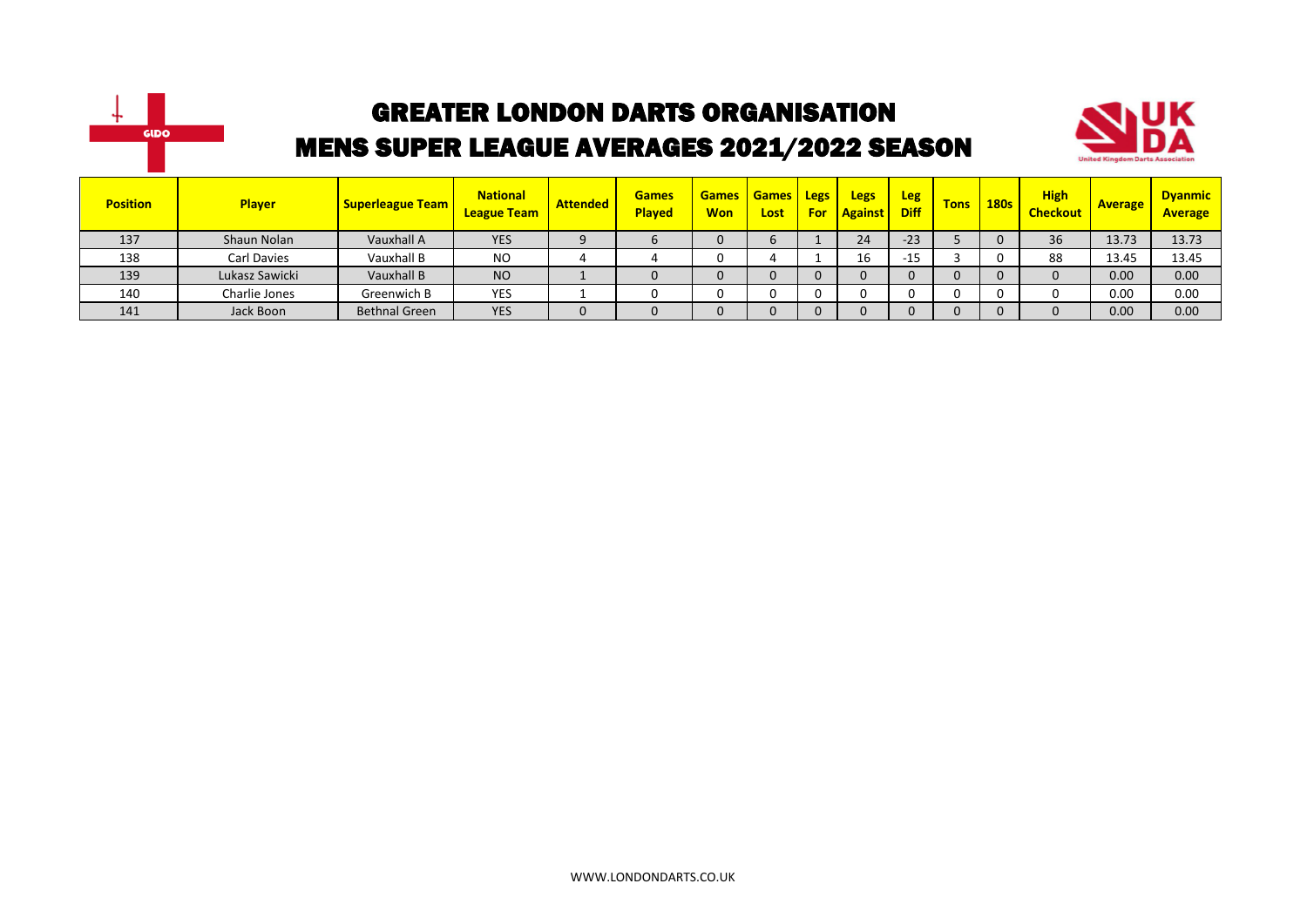# GREATER LONDON DARTS ORGANISATION

# MENS SUPER LEAGUE AVERAGES 2021/2022 SEASON

| Position | Player | Superleague Team | National League Team | Attended | Games Played | Games Won | Games Lost | Legs For | Legs Against | Leg Diff | Tons | 180s | High Checkout | Average | Dyanmic Average |
|---|---|---|---|---|---|---|---|---|---|---|---|---|---|---|---|
| 137 | Shaun Nolan | Vauxhall A | YES | 9 | 6 | 0 | 6 | 1 | 24 | -23 | 5 | 0 | 36 | 13.73 | 13.73 |
| 138 | Carl Davies | Vauxhall B | NO | 4 | 4 | 0 | 4 | 1 | 16 | -15 | 3 | 0 | 88 | 13.45 | 13.45 |
| 139 | Lukasz Sawicki | Vauxhall B | NO | 1 | 0 | 0 | 0 | 0 | 0 | 0 | 0 | 0 | 0 | 0.00 | 0.00 |
| 140 | Charlie Jones | Greenwich B | YES | 1 | 0 | 0 | 0 | 0 | 0 | 0 | 0 | 0 | 0 | 0.00 | 0.00 |
| 141 | Jack Boon | Bethnal Green | YES | 0 | 0 | 0 | 0 | 0 | 0 | 0 | 0 | 0 | 0 | 0.00 | 0.00 |

WWW.LONDONDARTS.CO.UK